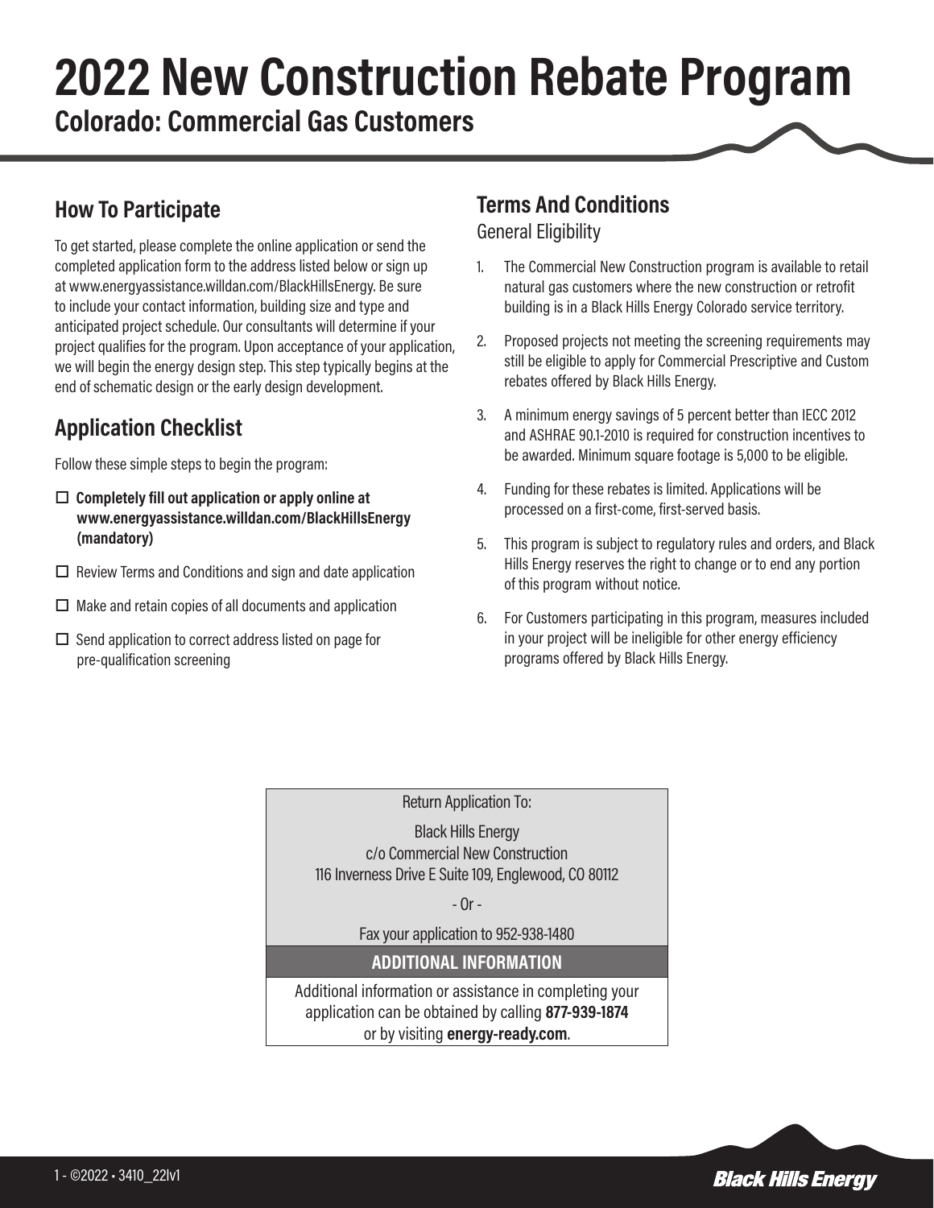# 2022 New Construction Rebate Program

## Colorado: Commercial Gas Customers

## How To Participate

To get started, please complete the online application or send the completed application form to the address listed below or sign up at www.energyassistance.willdan.com/BlackHillsEnergy. Be sure to include your contact information, building size and type and anticipated project schedule. Our consultants will determine if your project qualifies for the program. Upon acceptance of your application, we will begin the energy design step. This step typically begins at the end of schematic design or the early design development.

## Application Checklist

Follow these simple steps to begin the program:

- ☐ **Completely fill out application or apply online at www.energyassistance.willdan.com/BlackHillsEnergy (mandatory)**
- ☐ Review Terms and Conditions and sign and date application
- ☐ Make and retain copies of all documents and application
- ☐ Send application to correct address listed on page for pre-qualification screening

## Terms And Conditions

General Eligibility

1. The Commercial New Construction program is available to retail natural gas customers where the new construction or retrofit building is in a Black Hills Energy Colorado service territory.
2. Proposed projects not meeting the screening requirements may still be eligible to apply for Commercial Prescriptive and Custom rebates offered by Black Hills Energy.
3. A minimum energy savings of 5 percent better than IECC 2012 and ASHRAE 90.1-2010 is required for construction incentives to be awarded. Minimum square footage is 5,000 to be eligible.
4. Funding for these rebates is limited. Applications will be processed on a first-come, first-served basis.
5. This program is subject to regulatory rules and orders, and Black Hills Energy reserves the right to change or to end any portion of this program without notice.
6. For Customers participating in this program, measures included in your project will be ineligible for other energy efficiency programs offered by Black Hills Energy.

Return Application To:

Black Hills Energy
c/o Commercial New Construction
116 Inverness Drive E Suite 109, Englewood, CO 80112

- Or -

Fax your application to 952-938-1480

**ADDITIONAL INFORMATION**

Additional information or assistance in completing your application can be obtained by calling **877-939-1874** or by visiting **energy-ready.com**.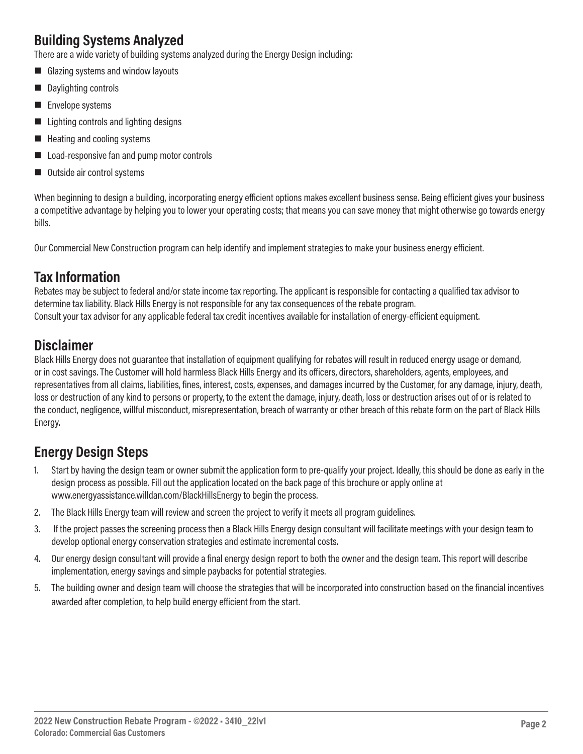## Building Systems Analyzed

There are a wide variety of building systems analyzed during the Energy Design including:

- Glazing systems and window layouts
- Daylighting controls
- Envelope systems
- Lighting controls and lighting designs
- Heating and cooling systems
- Load-responsive fan and pump motor controls
- Outside air control systems

When beginning to design a building, incorporating energy efficient options makes excellent business sense. Being efficient gives your business a competitive advantage by helping you to lower your operating costs; that means you can save money that might otherwise go towards energy bills.

Our Commercial New Construction program can help identify and implement strategies to make your business energy efficient.

## Tax Information

Rebates may be subject to federal and/or state income tax reporting. The applicant is responsible for contacting a qualified tax advisor to determine tax liability. Black Hills Energy is not responsible for any tax consequences of the rebate program.
Consult your tax advisor for any applicable federal tax credit incentives available for installation of energy-efficient equipment.

## Disclaimer

Black Hills Energy does not guarantee that installation of equipment qualifying for rebates will result in reduced energy usage or demand, or in cost savings. The Customer will hold harmless Black Hills Energy and its officers, directors, shareholders, agents, employees, and representatives from all claims, liabilities, fines, interest, costs, expenses, and damages incurred by the Customer, for any damage, injury, death, loss or destruction of any kind to persons or property, to the extent the damage, injury, death, loss or destruction arises out of or is related to the conduct, negligence, willful misconduct, misrepresentation, breach of warranty or other breach of this rebate form on the part of Black Hills Energy.

## Energy Design Steps

1. Start by having the design team or owner submit the application form to pre-qualify your project. Ideally, this should be done as early in the design process as possible. Fill out the application located on the back page of this brochure or apply online at www.energyassistance.willdan.com/BlackHillsEnergy to begin the process.
2. The Black Hills Energy team will review and screen the project to verify it meets all program guidelines.
3. If the project passes the screening process then a Black Hills Energy design consultant will facilitate meetings with your design team to develop optional energy conservation strategies and estimate incremental costs.
4. Our energy design consultant will provide a final energy design report to both the owner and the design team. This report will describe implementation, energy savings and simple paybacks for potential strategies.
5. The building owner and design team will choose the strategies that will be incorporated into construction based on the financial incentives awarded after completion, to help build energy efficient from the start.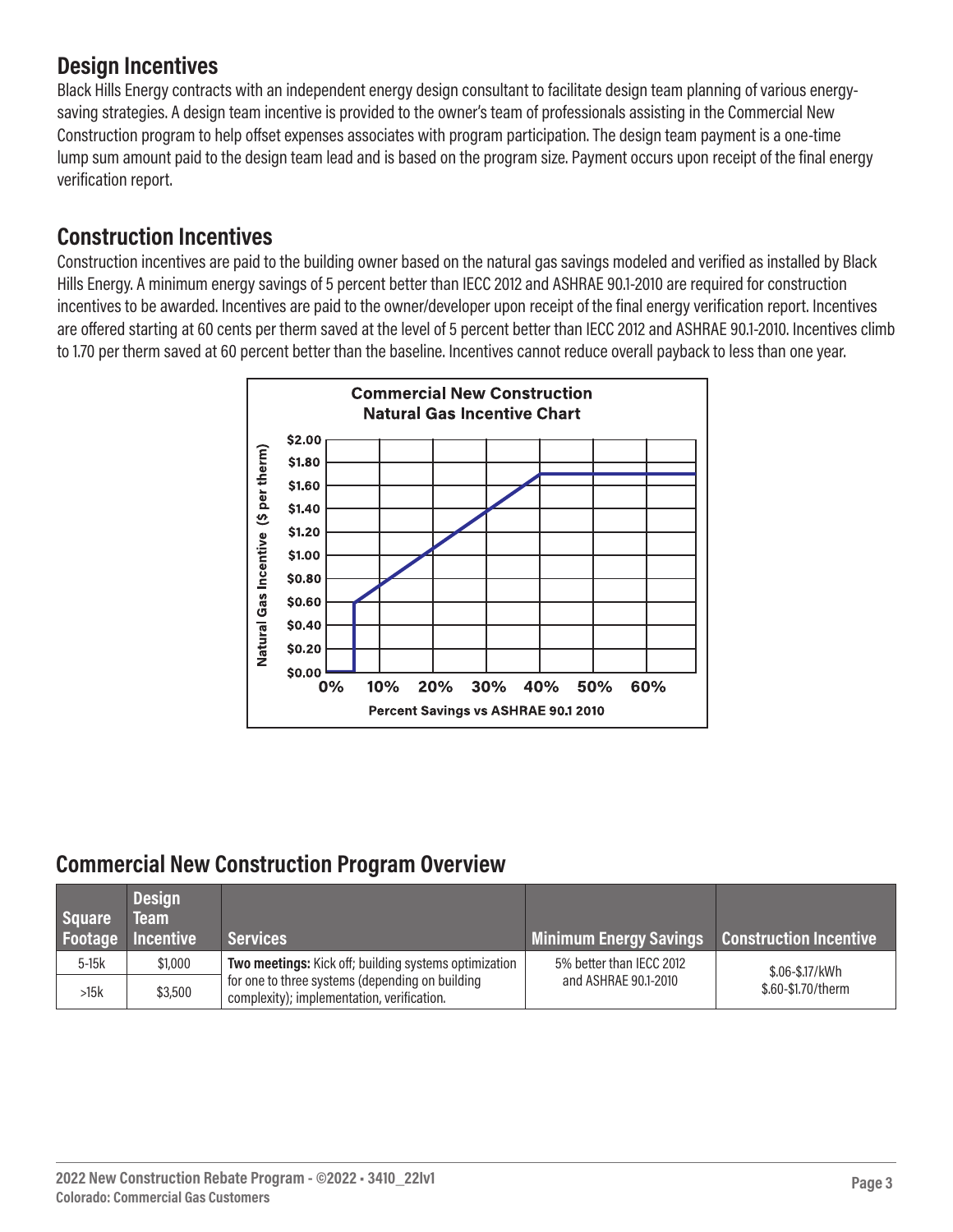## Design Incentives

Black Hills Energy contracts with an independent energy design consultant to facilitate design team planning of various energy-saving strategies. A design team incentive is provided to the owner's team of professionals assisting in the Commercial New Construction program to help offset expenses associates with program participation. The design team payment is a one-time lump sum amount paid to the design team lead and is based on the program size. Payment occurs upon receipt of the final energy verification report.

## Construction Incentives

Construction incentives are paid to the building owner based on the natural gas savings modeled and verified as installed by Black Hills Energy. A minimum energy savings of 5 percent better than IECC 2012 and ASHRAE 90.1-2010 are required for construction incentives to be awarded. Incentives are paid to the owner/developer upon receipt of the final energy verification report. Incentives are offered starting at 60 cents per therm saved at the level of 5 percent better than IECC 2012 and ASHRAE 90.1-2010. Incentives climb to 1.70 per therm saved at 60 percent better than the baseline. Incentives cannot reduce overall payback to less than one year.

**Commercial New Construction Natural Gas Incentive Chart**

## Commercial New Construction Program Overview

| Square Footage | Design Team Incentive | Services | Minimum Energy Savings | Construction Incentive |
|---|---|---|---|---|
| 5-15k | $1,000 | **Two meetings:** Kick off; building systems optimization for one to three systems (depending on building complexity); implementation, verification. | 5% better than IECC 2012 and ASHRAE 90.1-2010 | $.06-$.17/kWh $.60-$1.70/therm |
| >15k | $3,500 | | | |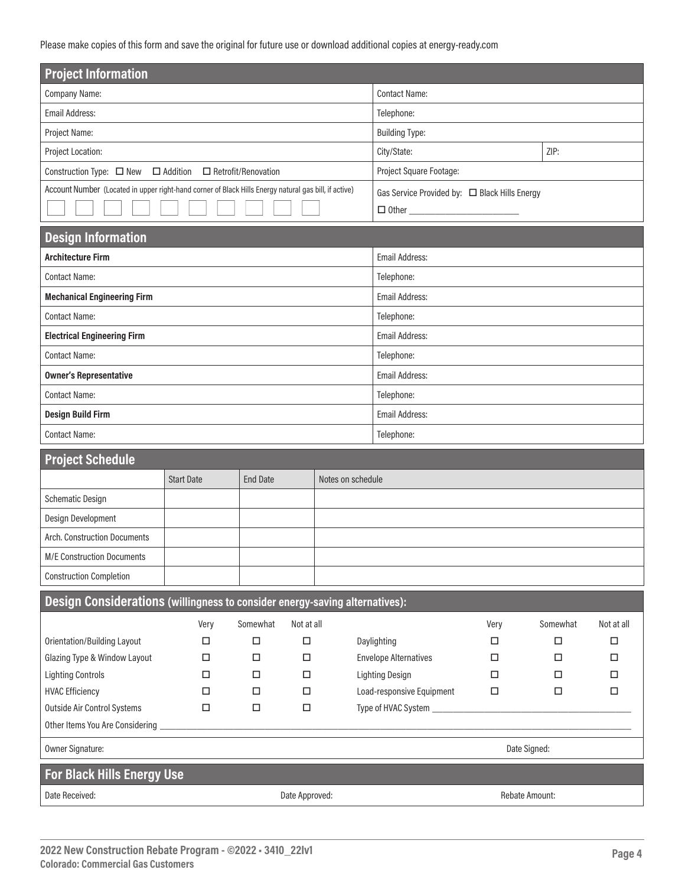Please make copies of this form and save the original for future use or download additional copies at energy-ready.com

## Project Information

| | | |
|---|---|---|
| Company Name: | Contact Name: | |
| Email Address: | Telephone: | |
| Project Name: | Building Type: | |
| Project Location: | City/State: | ZIP: |
| Construction Type: ☐ New ☐ Addition ☐ Retrofit/Renovation | Project Square Footage: | |
| Account Number (Located in upper right-hand corner of Black Hills Energy natural gas bill, if active) ☐ ☐ ☐ ☐ ☐ ☐ ☐ ☐ ☐ ☐ | Gas Service Provided by: ☐ Black Hills Energy ☐ Other ____________ | |

## Design Information

| | |
|---|---|
| **Architecture Firm** | Email Address: |
| Contact Name: | Telephone: |
| **Mechanical Engineering Firm** | Email Address: |
| Contact Name: | Telephone: |
| **Electrical Engineering Firm** | Email Address: |
| Contact Name: | Telephone: |
| **Owner's Representative** | Email Address: |
| Contact Name: | Telephone: |
| **Design Build Firm** | Email Address: |
| Contact Name: | Telephone: |

## Project Schedule

| | Start Date | End Date | Notes on schedule |
|---|---|---|---|
| Schematic Design | | | |
| Design Development | | | |
| Arch. Construction Documents | | | |
| M/E Construction Documents | | | |
| Construction Completion | | | |

## Design Considerations (willingness to consider energy-saving alternatives):

| | Very | Somewhat | Not at all | | Very | Somewhat | Not at all |
|---|---|---|---|---|---|---|---|
| Orientation/Building Layout | ☐ | ☐ | ☐ | Daylighting | ☐ | ☐ | ☐ |
| Glazing Type & Window Layout | ☐ | ☐ | ☐ | Envelope Alternatives | ☐ | ☐ | ☐ |
| Lighting Controls | ☐ | ☐ | ☐ | Lighting Design | ☐ | ☐ | ☐ |
| HVAC Efficiency | ☐ | ☐ | ☐ | Load-responsive Equipment | ☐ | ☐ | ☐ |
| Outside Air Control Systems | ☐ | ☐ | ☐ | Type of HVAC System ____________ | | | |

Other Items You Are Considering ____________

Owner Signature: Date Signed:

## For Black Hills Energy Use

Date Received: Date Approved: Rebate Amount:

2022 New Construction Rebate Program - ©2022 • 3410_22lv1
Colorado: Commercial Gas Customers